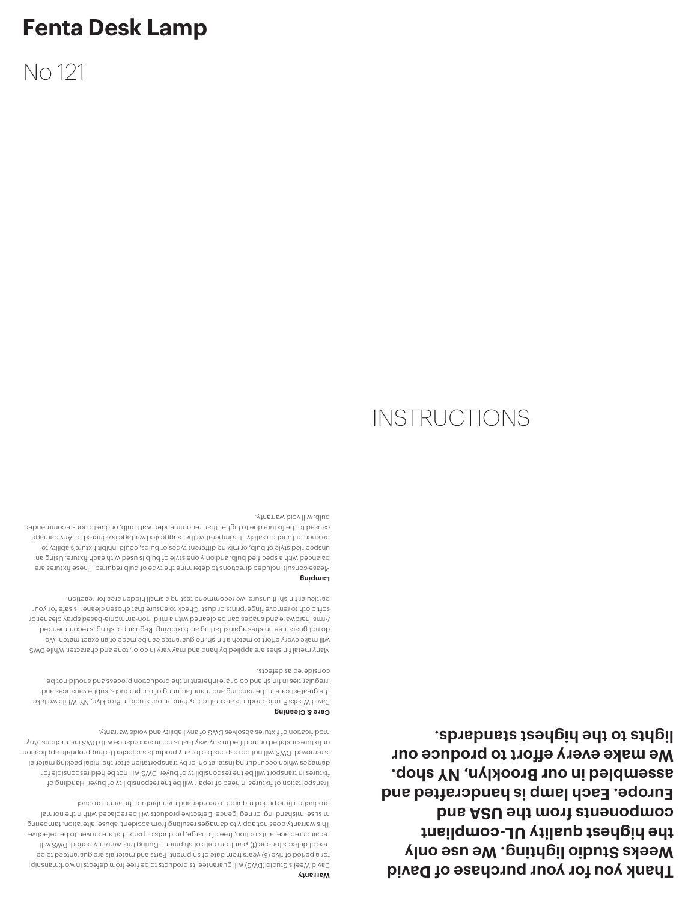# Fenta Desk Lamp

No 121

INSTRUCTIONS

**Thank you for your purchase of David Weeks Studio lighting. We use only the highest quality UL-compliant components from the USA and Europe. Each lamp is handcrafted and assembled in our Brooklyn, NY shop. We make every effort to produce our lights to the highest standards.**

**Warranty**

David Weeks Studio (DWS) will guarantee its products to be free from defects in workmanship for a period of five (5) years from date of shipment. Parts and materials are guaranteed to be free of defects for one (1) year from date of shipment. During this warranty period, DWS will repair or replace, at its option, free of charge, products or parts that are proven to be defective. This warranty does not apply to damages resulting from accident, abuse, alteration, tampering, misuse, mishandling, or negligence. Defective products will be replaced within the normal production time period required to reorder and manufacture the same product.

Transportation of fixtures in need of repair will be the responsibility of buyer. Handling of fixtures in transport will be the responsibility of buyer. DWS will not be held responsible for damages which occur during installation, or by transportation after the initial packing material is removed. DWS will not be responsible for any products subjected to inappropriate application or fixtures installed or modified in any way that is not in accordance with DWS instructions. Any modification of fixtures absolves DWS of any liability and voids warranty.

**Care & Cleaning**

David Weeks Studio products are crafted by hand at our studio in Brooklyn, NY. While we take the greatest care in the handling and manufacturing of our products, subtle variances and irregularities in finish and color are inherent in the production process and should not be considered as defects.

Many metal finishes are applied by hand and may vary in color, tone and character. While DWS will make every effort to match a finish, no guarantee can be made of an exact match. We do not guarantee finishes against fading and oxidizing. Regular polishing is recommended.

Arms, hardware and shades can be cleaned with a mild, non-ammonia-based spray cleaner or soft cloth to remove fingerprints or dust. Check to ensure that chosen cleaner is safe for your particular finish, if unsure, we recommend testing a small hidden area for reaction.

**Lamping**

Please consult included directions to determine the type of bulb required. These fixtures are balanced with a specified bulb, and only one style of bulb is used with each fixture. Using an unspecified style of bulb, or mixing different types of bulbs, could inhibit fixture's ability to balance or function safely. It is imperative that suggested wattage is adhered to. Any damage caused to the fixture due to higher than recommended watt bulb, or due to non-recommended bulb, will void warranty.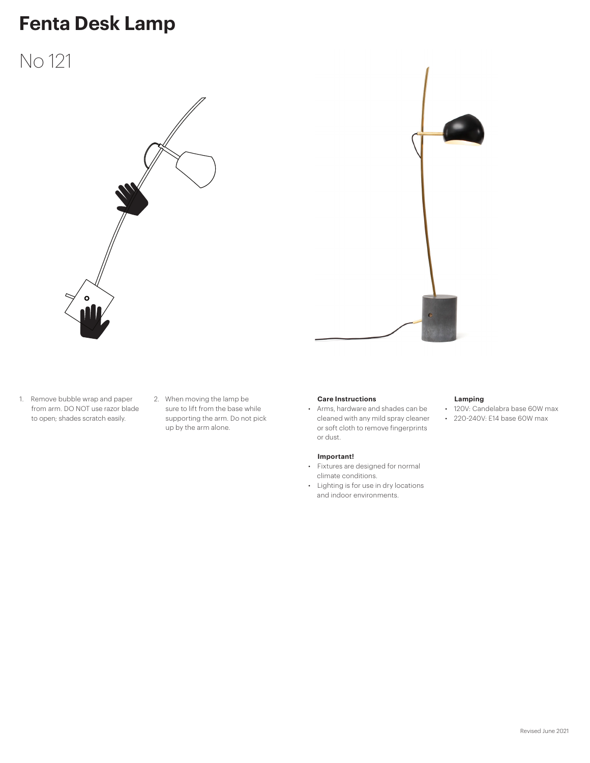# Fenta Desk Lamp

## No 121

1. Remove bubble wrap and paper from arm. DO NOT use razor blade to open; shades scratch easily.
2. When moving the lamp be sure to lift from the base while supporting the arm. Do not pick up by the arm alone.

**Care Instructions**

- Arms, hardware and shades can be cleaned with any mild spray cleaner or soft cloth to remove fingerprints or dust.

**Important!**

- Fixtures are designed for normal climate conditions.
- Lighting is for use in dry locations and indoor environments.

**Lamping**

- 120V: Candelabra base 60W max
- 220-240V: E14 base 60W max

Revised June 2021